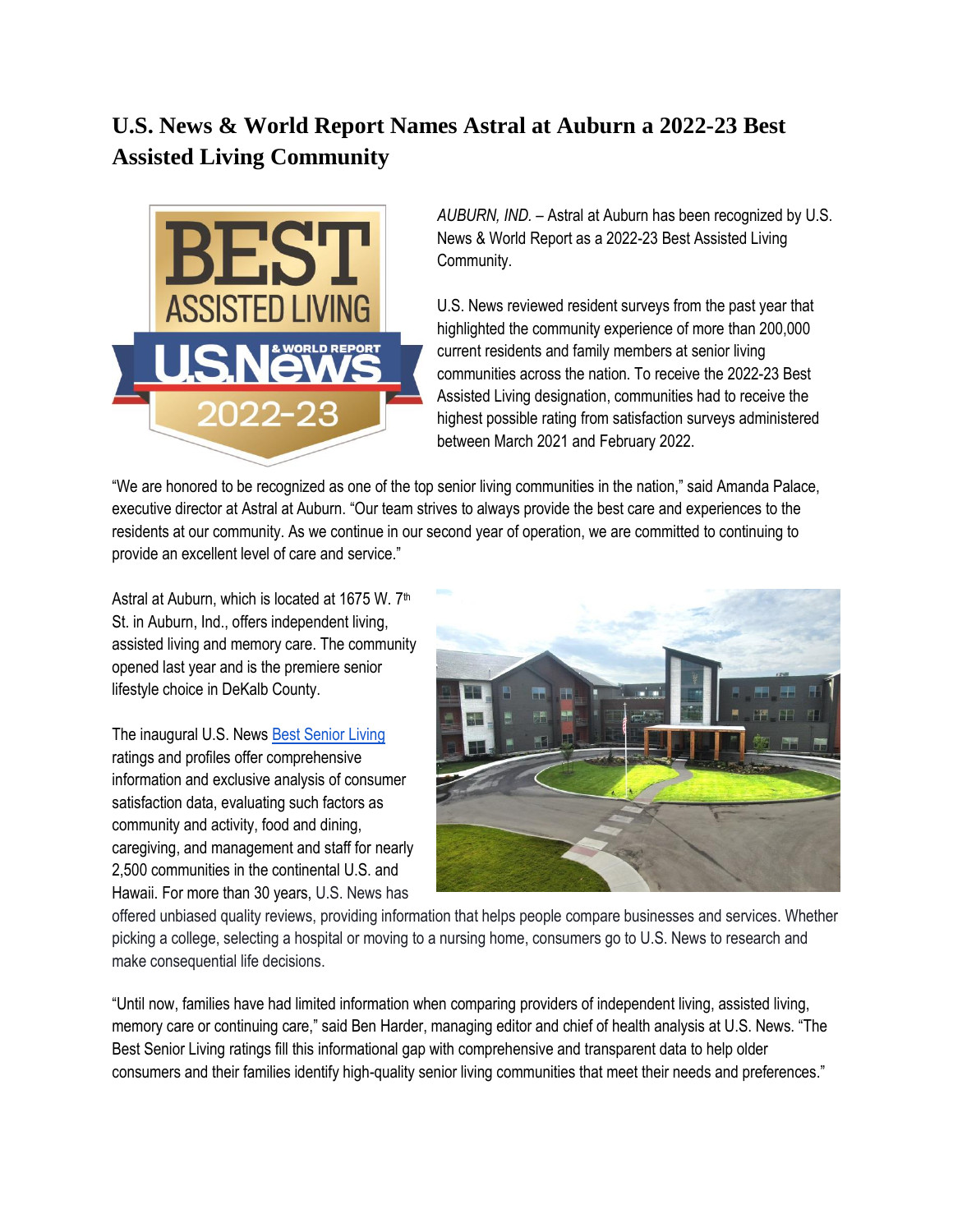# U.S. News & World Report Names Astral at Auburn a 2022-23 Best Assisted Living Community

*AUBURN, IND.* – Astral at Auburn has been recognized by U.S. News & World Report as a 2022-23 Best Assisted Living Community.

U.S. News reviewed resident surveys from the past year that highlighted the community experience of more than 200,000 current residents and family members at senior living communities across the nation. To receive the 2022-23 Best Assisted Living designation, communities had to receive the highest possible rating from satisfaction surveys administered between March 2021 and February 2022.

"We are honored to be recognized as one of the top senior living communities in the nation," said Amanda Palace, executive director at Astral at Auburn. "Our team strives to always provide the best care and experiences to the residents at our community. As we continue in our second year of operation, we are committed to continuing to provide an excellent level of care and service."

Astral at Auburn, which is located at 1675 W. 7th St. in Auburn, Ind., offers independent living, assisted living and memory care. The community opened last year and is the premiere senior lifestyle choice in DeKalb County.

The inaugural U.S. News [Best Senior Living] ratings and profiles offer comprehensive information and exclusive analysis of consumer satisfaction data, evaluating such factors as community and activity, food and dining, caregiving, and management and staff for nearly 2,500 communities in the continental U.S. and Hawaii. For more than 30 years, U.S. News has offered unbiased quality reviews, providing information that helps people compare businesses and services. Whether picking a college, selecting a hospital or moving to a nursing home, consumers go to U.S. News to research and make consequential life decisions.

"Until now, families have had limited information when comparing providers of independent living, assisted living, memory care or continuing care," said Ben Harder, managing editor and chief of health analysis at U.S. News. "The Best Senior Living ratings fill this informational gap with comprehensive and transparent data to help older consumers and their families identify high-quality senior living communities that meet their needs and preferences."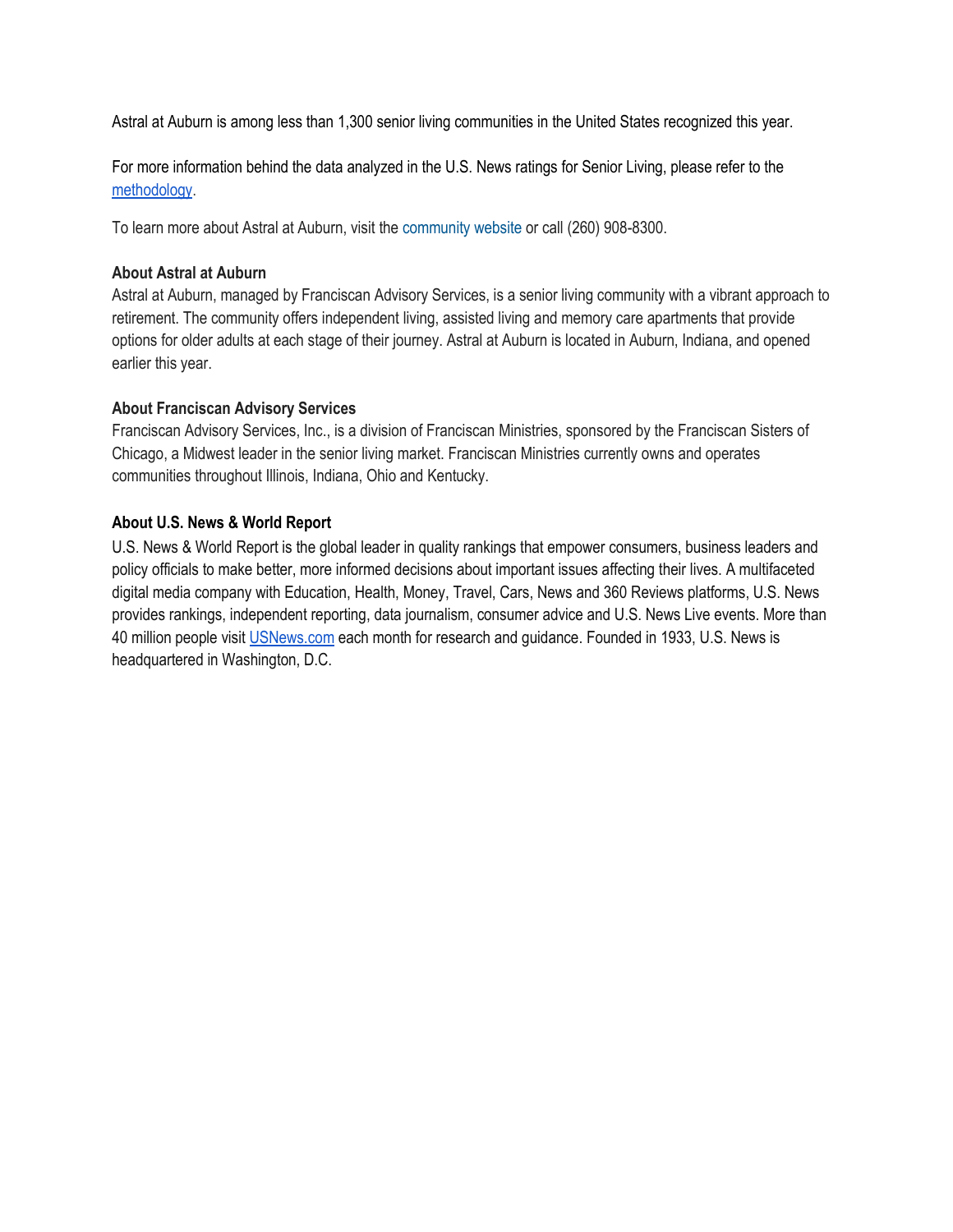Astral at Auburn is among less than 1,300 senior living communities in the United States recognized this year.

For more information behind the data analyzed in the U.S. News ratings for Senior Living, please refer to the methodology.

To learn more about Astral at Auburn, visit the community website or call (260) 908-8300.

**About Astral at Auburn**
Astral at Auburn, managed by Franciscan Advisory Services, is a senior living community with a vibrant approach to retirement. The community offers independent living, assisted living and memory care apartments that provide options for older adults at each stage of their journey. Astral at Auburn is located in Auburn, Indiana, and opened earlier this year.

**About Franciscan Advisory Services**
Franciscan Advisory Services, Inc., is a division of Franciscan Ministries, sponsored by the Franciscan Sisters of Chicago, a Midwest leader in the senior living market. Franciscan Ministries currently owns and operates communities throughout Illinois, Indiana, Ohio and Kentucky.

**About U.S. News & World Report**
U.S. News & World Report is the global leader in quality rankings that empower consumers, business leaders and policy officials to make better, more informed decisions about important issues affecting their lives. A multifaceted digital media company with Education, Health, Money, Travel, Cars, News and 360 Reviews platforms, U.S. News provides rankings, independent reporting, data journalism, consumer advice and U.S. News Live events. More than 40 million people visit USNews.com each month for research and guidance. Founded in 1933, U.S. News is headquartered in Washington, D.C.